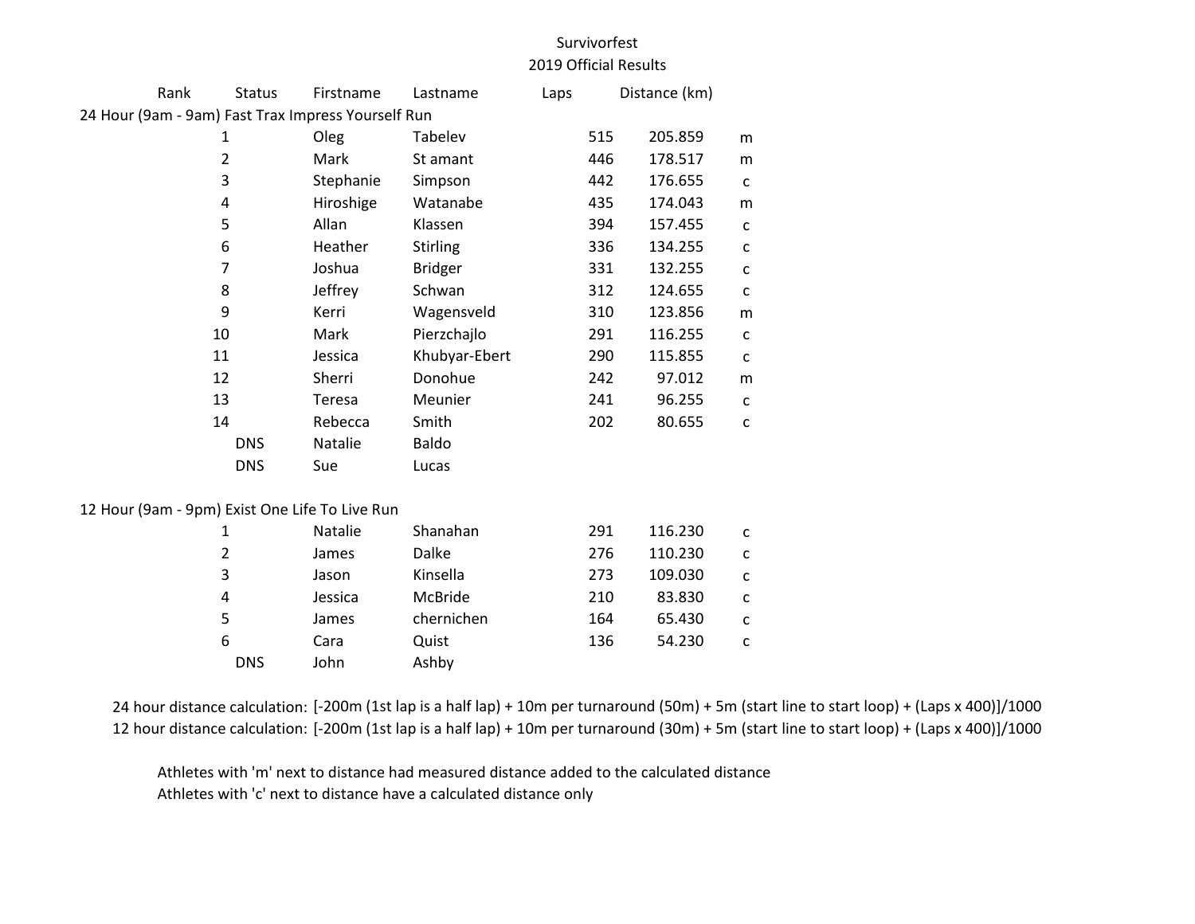# Survivorfest

## 2019 Official Results

| Rank | Status | Firstname | Lastname | Laps | Distance (km) | |
|---|---|---|---|---|---|---|
| **24 Hour (9am - 9am) Fast Trax Impress Yourself Run** | | | | | | |
| 1 | | Oleg | Tabelev | 515 | 205.859 | m |
| 2 | | Mark | St amant | 446 | 178.517 | m |
| 3 | | Stephanie | Simpson | 442 | 176.655 | c |
| 4 | | Hiroshige | Watanabe | 435 | 174.043 | m |
| 5 | | Allan | Klassen | 394 | 157.455 | c |
| 6 | | Heather | Stirling | 336 | 134.255 | c |
| 7 | | Joshua | Bridger | 331 | 132.255 | c |
| 8 | | Jeffrey | Schwan | 312 | 124.655 | c |
| 9 | | Kerri | Wagensveld | 310 | 123.856 | m |
| 10 | | Mark | Pierzchajlo | 291 | 116.255 | c |
| 11 | | Jessica | Khubyar-Ebert | 290 | 115.855 | c |
| 12 | | Sherri | Donohue | 242 | 97.012 | m |
| 13 | | Teresa | Meunier | 241 | 96.255 | c |
| 14 | | Rebecca | Smith | 202 | 80.655 | c |
| | DNS | Natalie | Baldo | | | |
| | DNS | Sue | Lucas | | | |
| **12 Hour (9am - 9pm) Exist One Life To Live Run** | | | | | | |
| 1 | | Natalie | Shanahan | 291 | 116.230 | c |
| 2 | | James | Dalke | 276 | 110.230 | c |
| 3 | | Jason | Kinsella | 273 | 109.030 | c |
| 4 | | Jessica | McBride | 210 | 83.830 | c |
| 5 | | James | chernichen | 164 | 65.430 | c |
| 6 | | Cara | Quist | 136 | 54.230 | c |
| | DNS | John | Ashby | | | |

24 hour distance calculation: [-200m (1st lap is a half lap) + 10m per turnaround (50m) + 5m (start line to start loop) + (Laps x 400)]/1000

12 hour distance calculation: [-200m (1st lap is a half lap) + 10m per turnaround (30m) + 5m (start line to start loop) + (Laps x 400)]/1000

Athletes with 'm' next to distance had measured distance added to the calculated distance

Athletes with 'c' next to distance have a calculated distance only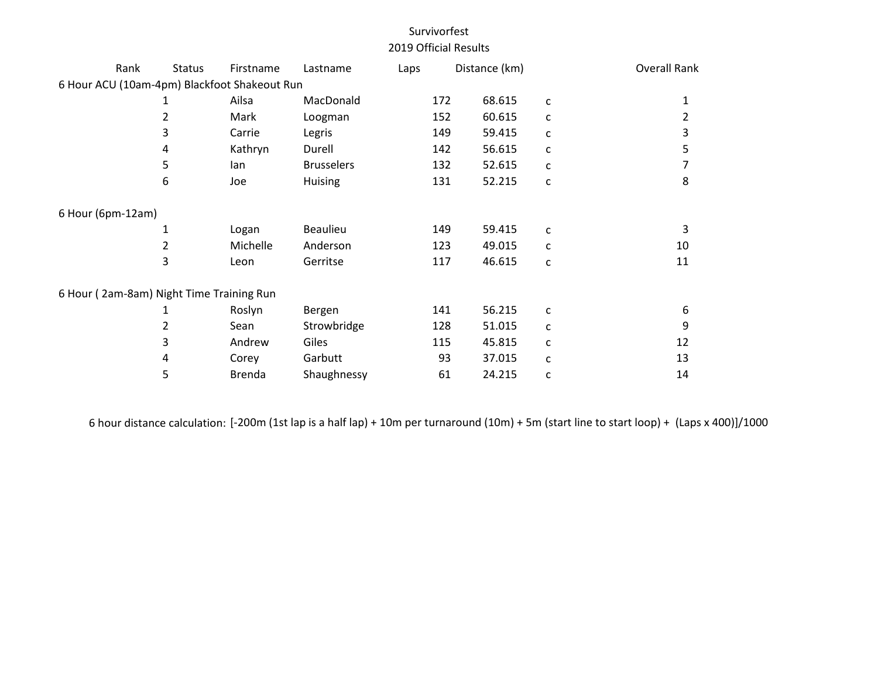Survivorfest

2019 Official Results

| Rank | Status | Firstname | Lastname | Laps | Distance (km) | | Overall Rank |
|---|---|---|---|---|---|---|---|
| 6 Hour ACU (10am-4pm) Blackfoot Shakeout Run | | | | | | | |
| 1 | | Ailsa | MacDonald | 172 | 68.615 | c | 1 |
| 2 | | Mark | Loogman | 152 | 60.615 | c | 2 |
| 3 | | Carrie | Legris | 149 | 59.415 | c | 3 |
| 4 | | Kathryn | Durell | 142 | 56.615 | c | 5 |
| 5 | | Ian | Brusselers | 132 | 52.615 | c | 7 |
| 6 | | Joe | Huising | 131 | 52.215 | c | 8 |
| 6 Hour (6pm-12am) | | | | | | | |
| 1 | | Logan | Beaulieu | 149 | 59.415 | c | 3 |
| 2 | | Michelle | Anderson | 123 | 49.015 | c | 10 |
| 3 | | Leon | Gerritse | 117 | 46.615 | c | 11 |
| 6 Hour ( 2am-8am) Night Time Training Run | | | | | | | |
| 1 | | Roslyn | Bergen | 141 | 56.215 | c | 6 |
| 2 | | Sean | Strowbridge | 128 | 51.015 | c | 9 |
| 3 | | Andrew | Giles | 115 | 45.815 | c | 12 |
| 4 | | Corey | Garbutt | 93 | 37.015 | c | 13 |
| 5 | | Brenda | Shaughnessy | 61 | 24.215 | c | 14 |

6 hour distance calculation: [-200m (1st lap is a half lap) + 10m per turnaround (10m) + 5m (start line to start loop) + (Laps x 400)]/1000